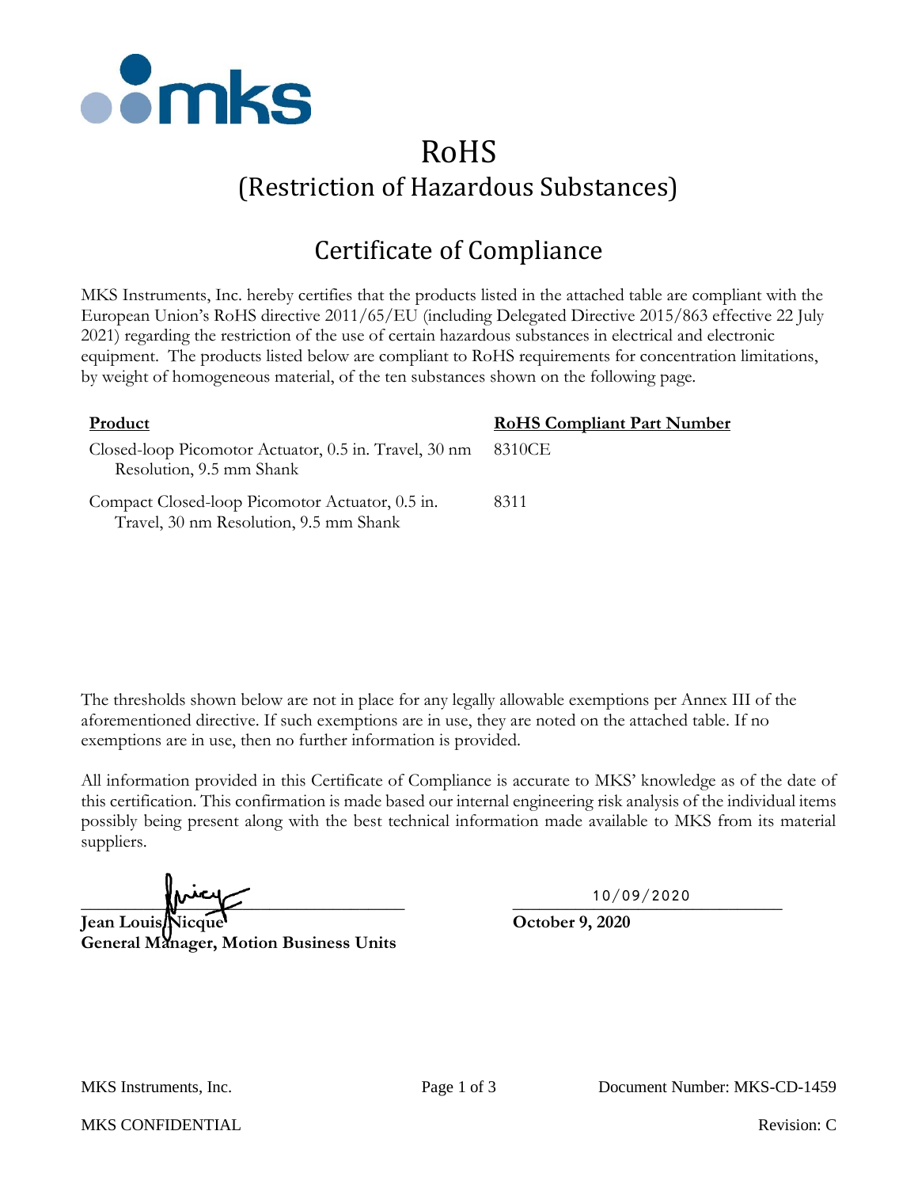# RoHS

## (Restriction of Hazardous Substances)

## Certificate of Compliance

MKS Instruments, Inc. hereby certifies that the products listed in the attached table are compliant with the European Union's RoHS directive 2011/65/EU (including Delegated Directive 2015/863 effective 22 July 2021) regarding the restriction of the use of certain hazardous substances in electrical and electronic equipment. The products listed below are compliant to RoHS requirements for concentration limitations, by weight of homogeneous material, of the ten substances shown on the following page.

| Product | RoHS Compliant Part Number |
| --- | --- |
| Closed-loop Picomotor Actuator, 0.5 in. Travel, 30 nm Resolution, 9.5 mm Shank | 8310CE |
| Compact Closed-loop Picomotor Actuator, 0.5 in. Travel, 30 nm Resolution, 9.5 mm Shank | 8311 |

The thresholds shown below are not in place for any legally allowable exemptions per Annex III of the aforementioned directive. If such exemptions are in use, they are noted on the attached table. If no exemptions are in use, then no further information is provided.

All information provided in this Certificate of Compliance is accurate to MKS' knowledge as of the date of this certification. This confirmation is made based our internal engineering risk analysis of the individual items possibly being present along with the best technical information made available to MKS from its material suppliers.

**Jean Louis Nicque**
**General Manager, Motion Business Units**

10/09/2020
**October 9, 2020**

MKS Instruments, Inc. Document Number: MKS-CD-1459

MKS CONFIDENTIAL Revision: C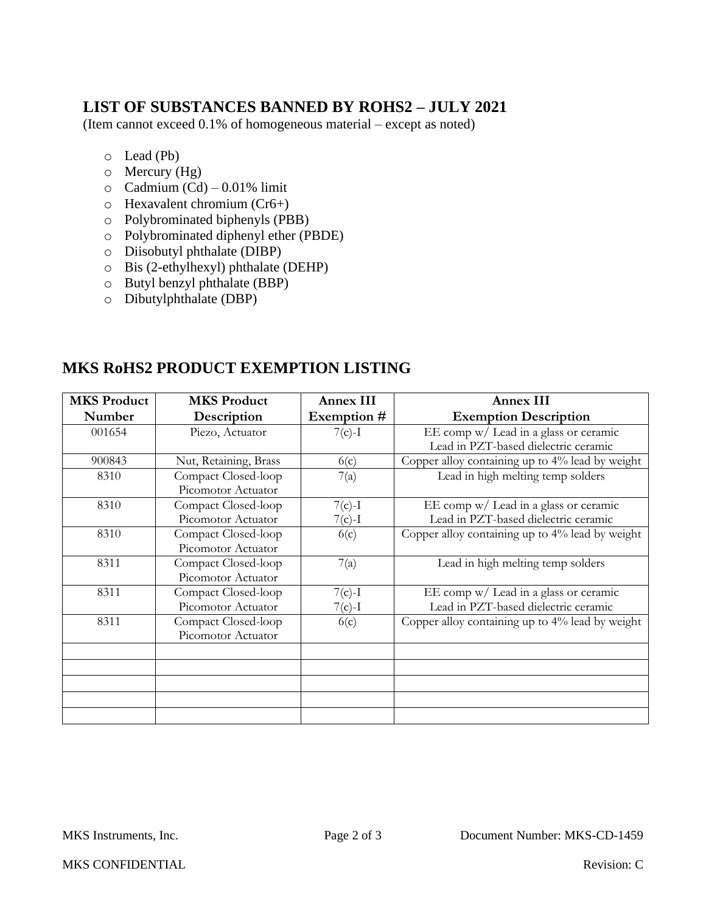## LIST OF SUBSTANCES BANNED BY ROHS2 – JULY 2021

(Item cannot exceed 0.1% of homogeneous material – except as noted)

- Lead (Pb)
- Mercury (Hg)
- Cadmium (Cd) – 0.01% limit
- Hexavalent chromium (Cr6+)
- Polybrominated biphenyls (PBB)
- Polybrominated diphenyl ether (PBDE)
- Diisobutyl phthalate (DIBP)
- Bis (2-ethylhexyl) phthalate (DEHP)
- Butyl benzyl phthalate (BBP)
- Dibutylphthalate (DBP)

## MKS RoHS2 PRODUCT EXEMPTION LISTING

| MKS Product Number | MKS Product Description | Annex III Exemption # | Annex III Exemption Description |
|---|---|---|---|
| 001654 | Piezo, Actuator | 7(c)-I | EE comp w/ Lead in a glass or ceramic Lead in PZT-based dielectric ceramic |
| 900843 | Nut, Retaining, Brass | 6(c) | Copper alloy containing up to 4% lead by weight |
| 8310 | Compact Closed-loop Picomotor Actuator | 7(a) | Lead in high melting temp solders |
| 8310 | Compact Closed-loop Picomotor Actuator | 7(c)-I 7(c)-I | EE comp w/ Lead in a glass or ceramic Lead in PZT-based dielectric ceramic |
| 8310 | Compact Closed-loop Picomotor Actuator | 6(c) | Copper alloy containing up to 4% lead by weight |
| 8311 | Compact Closed-loop Picomotor Actuator | 7(a) | Lead in high melting temp solders |
| 8311 | Compact Closed-loop Picomotor Actuator | 7(c)-I 7(c)-I | EE comp w/ Lead in a glass or ceramic Lead in PZT-based dielectric ceramic |
| 8311 | Compact Closed-loop Picomotor Actuator | 6(c) | Copper alloy containing up to 4% lead by weight |
| | | | |
| | | | |
| | | | |
| | | | |
| | | | |

MKS Instruments, Inc. Document Number: MKS-CD-1459

MKS CONFIDENTIAL Revision: C